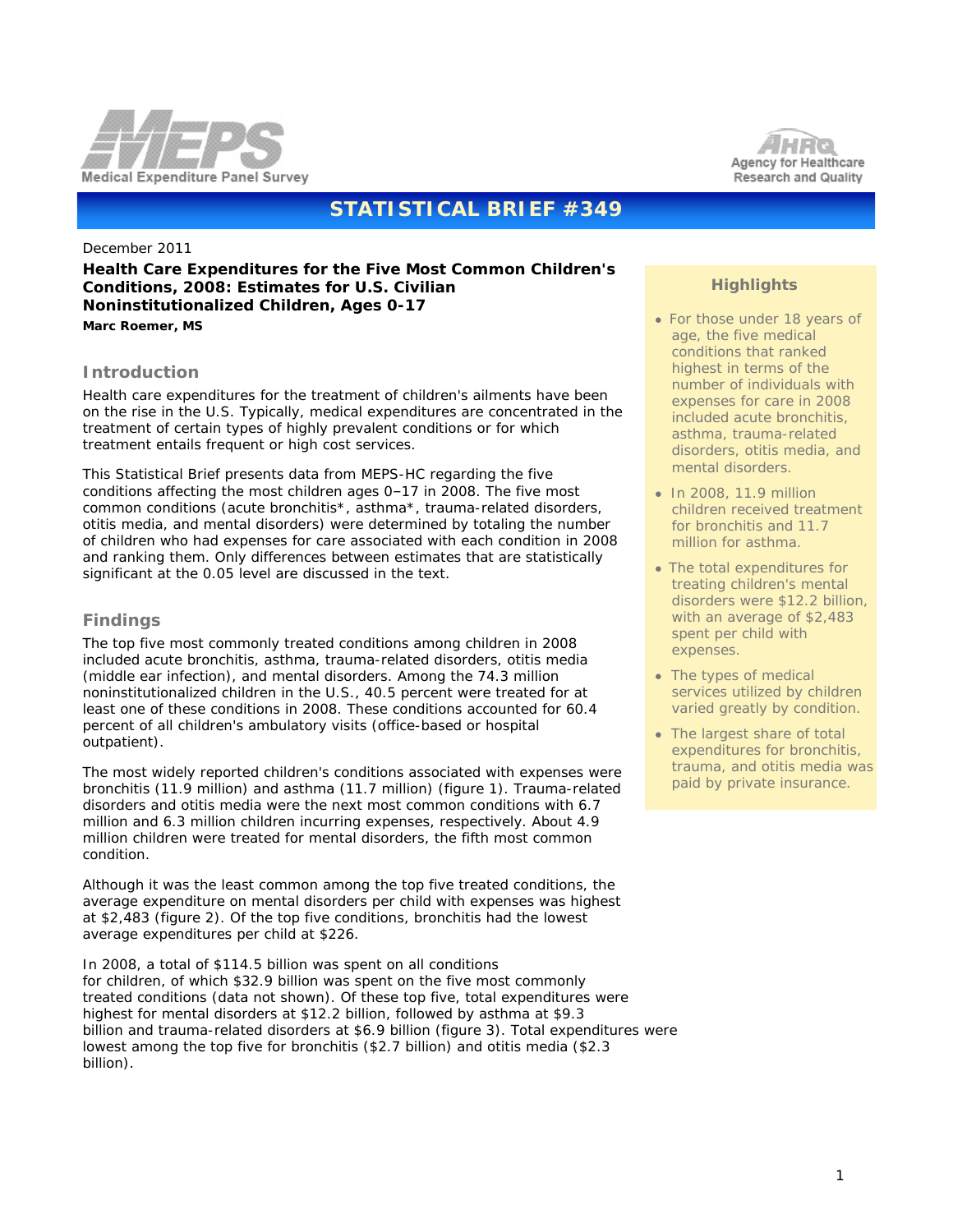Medical Expenditure Panel Survey

Agency for Healthcare Research and Quality

# STATISTICAL BRIEF #349

December 2011

**Health Care Expenditures for the Five Most Common Children's Conditions, 2008: Estimates for U.S. Civilian Noninstitutionalized Children, Ages 0-17**

**Marc Roemer, MS**

## Introduction

Health care expenditures for the treatment of children's ailments have been on the rise in the U.S. Typically, medical expenditures are concentrated in the treatment of certain types of highly prevalent conditions or for which treatment entails frequent or high cost services.

This Statistical Brief presents data from MEPS-HC regarding the five conditions affecting the most children ages 0–17 in 2008. The five most common conditions (acute bronchitis*, asthma*, trauma-related disorders, otitis media, and mental disorders) were determined by totaling the number of children who had expenses for care associated with each condition in 2008 and ranking them. Only differences between estimates that are statistically significant at the 0.05 level are discussed in the text.

## Findings

The top five most commonly treated conditions among children in 2008 included acute bronchitis, asthma, trauma-related disorders, otitis media (middle ear infection), and mental disorders. Among the 74.3 million noninstitutionalized children in the U.S., 40.5 percent were treated for at least one of these conditions in 2008. These conditions accounted for 60.4 percent of all children's ambulatory visits (office-based or hospital outpatient).

The most widely reported children's conditions associated with expenses were bronchitis (11.9 million) and asthma (11.7 million) (figure 1). Trauma-related disorders and otitis media were the next most common conditions with 6.7 million and 6.3 million children incurring expenses, respectively. About 4.9 million children were treated for mental disorders, the fifth most common condition.

Although it was the least common among the top five treated conditions, the average expenditure on mental disorders per child with expenses was highest at $2,483 (figure 2). Of the top five conditions, bronchitis had the lowest average expenditures per child at $226.

In 2008, a total of $114.5 billion was spent on all conditions for children, of which $32.9 billion was spent on the five most commonly treated conditions (data not shown). Of these top five, total expenditures were highest for mental disorders at $12.2 billion, followed by asthma at $9.3 billion and trauma-related disorders at $6.9 billion (figure 3). Total expenditures were lowest among the top five for bronchitis ($2.7 billion) and otitis media ($2.3 billion).

### Highlights

- For those under 18 years of age, the five medical conditions that ranked highest in terms of the number of individuals with expenses for care in 2008 included acute bronchitis, asthma, trauma-related disorders, otitis media, and mental disorders.
- In 2008, 11.9 million children received treatment for bronchitis and 11.7 million for asthma.
- The total expenditures for treating children's mental disorders were $12.2 billion, with an average of $2,483 spent per child with expenses.
- The types of medical services utilized by children varied greatly by condition.
- The largest share of total expenditures for bronchitis, trauma, and otitis media was paid by private insurance.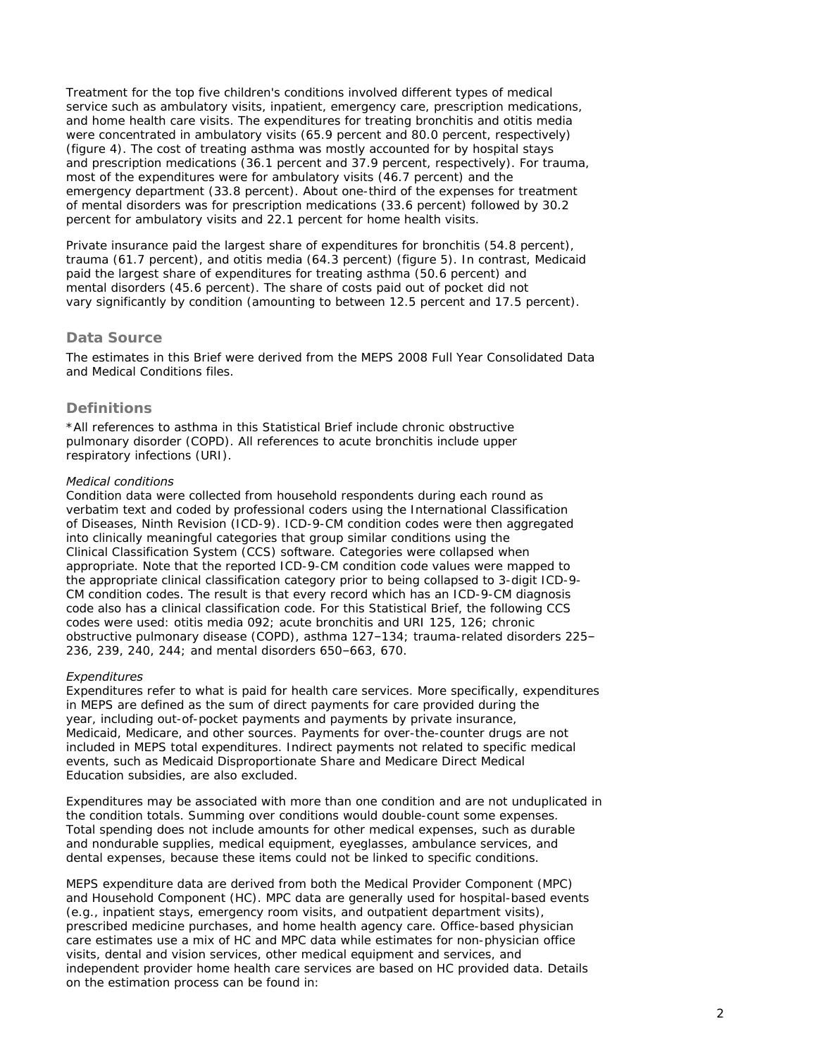Treatment for the top five children's conditions involved different types of medical service such as ambulatory visits, inpatient, emergency care, prescription medications, and home health care visits. The expenditures for treating bronchitis and otitis media were concentrated in ambulatory visits (65.9 percent and 80.0 percent, respectively) (figure 4). The cost of treating asthma was mostly accounted for by hospital stays and prescription medications (36.1 percent and 37.9 percent, respectively). For trauma, most of the expenditures were for ambulatory visits (46.7 percent) and the emergency department (33.8 percent). About one-third of the expenses for treatment of mental disorders was for prescription medications (33.6 percent) followed by 30.2 percent for ambulatory visits and 22.1 percent for home health visits.

Private insurance paid the largest share of expenditures for bronchitis (54.8 percent), trauma (61.7 percent), and otitis media (64.3 percent) (figure 5). In contrast, Medicaid paid the largest share of expenditures for treating asthma (50.6 percent) and mental disorders (45.6 percent). The share of costs paid out of pocket did not vary significantly by condition (amounting to between 12.5 percent and 17.5 percent).

## Data Source

The estimates in this Brief were derived from the MEPS 2008 Full Year Consolidated Data and Medical Conditions files.

## Definitions

*All references to asthma in this Statistical Brief include chronic obstructive pulmonary disorder (COPD). All references to acute bronchitis include upper respiratory infections (URI).

*Medical conditions*
Condition data were collected from household respondents during each round as verbatim text and coded by professional coders using the International Classification of Diseases, Ninth Revision (ICD-9). ICD-9-CM condition codes were then aggregated into clinically meaningful categories that group similar conditions using the Clinical Classification System (CCS) software. Categories were collapsed when appropriate. Note that the reported ICD-9-CM condition code values were mapped to the appropriate clinical classification category prior to being collapsed to 3-digit ICD-9-CM condition codes. The result is that every record which has an ICD-9-CM diagnosis code also has a clinical classification code. For this Statistical Brief, the following CCS codes were used: otitis media 092; acute bronchitis and URI 125, 126; chronic obstructive pulmonary disease (COPD), asthma 127–134; trauma-related disorders 225–236, 239, 240, 244; and mental disorders 650–663, 670.

*Expenditures*
Expenditures refer to what is paid for health care services. More specifically, expenditures in MEPS are defined as the sum of direct payments for care provided during the year, including out-of-pocket payments and payments by private insurance, Medicaid, Medicare, and other sources. Payments for over-the-counter drugs are not included in MEPS total expenditures. Indirect payments not related to specific medical events, such as Medicaid Disproportionate Share and Medicare Direct Medical Education subsidies, are also excluded.

Expenditures may be associated with more than one condition and are not unduplicated in the condition totals. Summing over conditions would double-count some expenses. Total spending does not include amounts for other medical expenses, such as durable and nondurable supplies, medical equipment, eyeglasses, ambulance services, and dental expenses, because these items could not be linked to specific conditions.

MEPS expenditure data are derived from both the Medical Provider Component (MPC) and Household Component (HC). MPC data are generally used for hospital-based events (e.g., inpatient stays, emergency room visits, and outpatient department visits), prescribed medicine purchases, and home health agency care. Office-based physician care estimates use a mix of HC and MPC data while estimates for non-physician office visits, dental and vision services, other medical equipment and services, and independent provider home health care services are based on HC provided data. Details on the estimation process can be found in: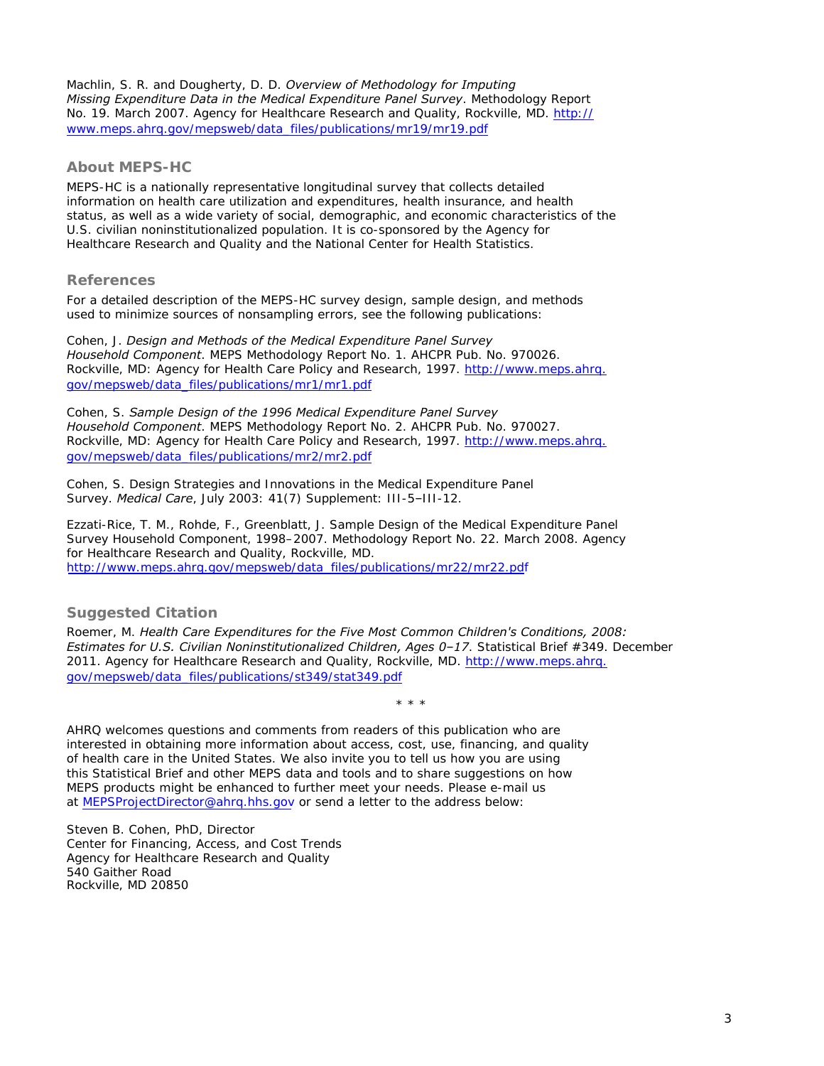Machlin, S. R. and Dougherty, D. D. *Overview of Methodology for Imputing Missing Expenditure Data in the Medical Expenditure Panel Survey*. Methodology Report No. 19. March 2007. Agency for Healthcare Research and Quality, Rockville, MD. http://www.meps.ahrq.gov/mepsweb/data_files/publications/mr19/mr19.pdf

## About MEPS-HC

MEPS-HC is a nationally representative longitudinal survey that collects detailed information on health care utilization and expenditures, health insurance, and health status, as well as a wide variety of social, demographic, and economic characteristics of the U.S. civilian noninstitutionalized population. It is co-sponsored by the Agency for Healthcare Research and Quality and the National Center for Health Statistics.

## References

For a detailed description of the MEPS-HC survey design, sample design, and methods used to minimize sources of nonsampling errors, see the following publications:

Cohen, J. *Design and Methods of the Medical Expenditure Panel Survey Household Component*. MEPS Methodology Report No. 1. AHCPR Pub. No. 970026. Rockville, MD: Agency for Health Care Policy and Research, 1997. http://www.meps.ahrq.gov/mepsweb/data_files/publications/mr1/mr1.pdf

Cohen, S. *Sample Design of the 1996 Medical Expenditure Panel Survey Household Component*. MEPS Methodology Report No. 2. AHCPR Pub. No. 970027. Rockville, MD: Agency for Health Care Policy and Research, 1997. http://www.meps.ahrq.gov/mepsweb/data_files/publications/mr2/mr2.pdf

Cohen, S. Design Strategies and Innovations in the Medical Expenditure Panel Survey. *Medical Care*, July 2003: 41(7) Supplement: III-5–III-12.

Ezzati-Rice, T. M., Rohde, F., Greenblatt, J. Sample Design of the Medical Expenditure Panel Survey Household Component, 1998–2007. Methodology Report No. 22. March 2008. Agency for Healthcare Research and Quality, Rockville, MD. http://www.meps.ahrq.gov/mepsweb/data_files/publications/mr22/mr22.pdf

## Suggested Citation

Roemer, M. *Health Care Expenditures for the Five Most Common Children's Conditions, 2008: Estimates for U.S. Civilian Noninstitutionalized Children, Ages 0–17*. Statistical Brief #349. December 2011. Agency for Healthcare Research and Quality, Rockville, MD. http://www.meps.ahrq.gov/mepsweb/data_files/publications/st349/stat349.pdf

\* \* \*

AHRQ welcomes questions and comments from readers of this publication who are interested in obtaining more information about access, cost, use, financing, and quality of health care in the United States. We also invite you to tell us how you are using this Statistical Brief and other MEPS data and tools and to share suggestions on how MEPS products might be enhanced to further meet your needs. Please e-mail us at MEPSProjectDirector@ahrq.hhs.gov or send a letter to the address below:

Steven B. Cohen, PhD, Director
Center for Financing, Access, and Cost Trends
Agency for Healthcare Research and Quality
540 Gaither Road
Rockville, MD 20850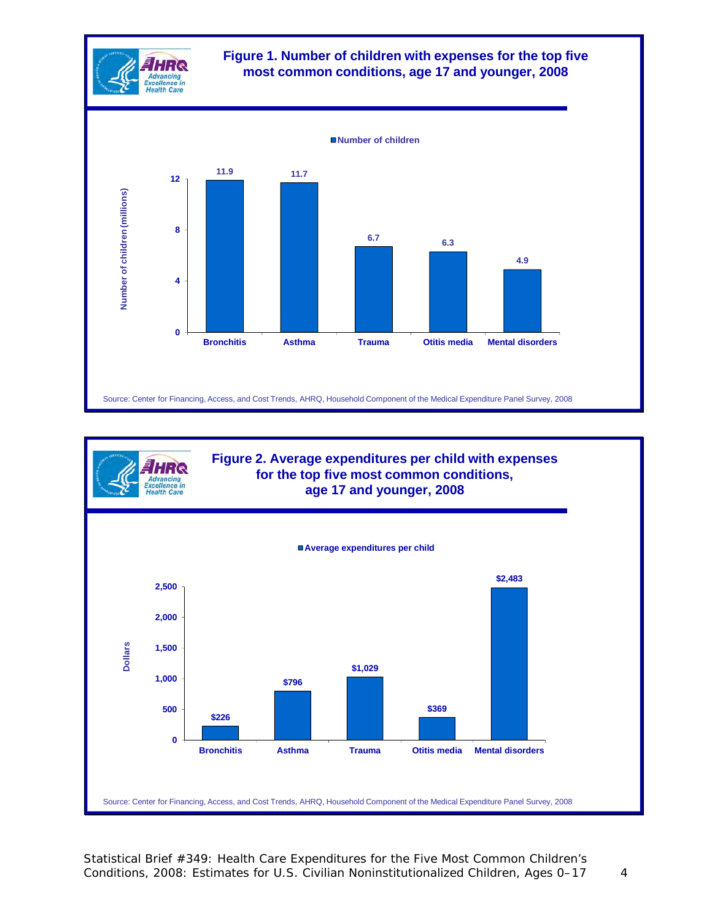## Figure 1. Number of children with expenses for the top five most common conditions, age 17 and younger, 2008

Number of children

| Condition | Number of children (millions) |
|---|---|
| Bronchitis | 11.9 |
| Asthma | 11.7 |
| Trauma | 6.7 |
| Otitis media | 6.3 |
| Mental disorders | 4.9 |

Source: Center for Financing, Access, and Cost Trends, AHRQ, Household Component of the Medical Expenditure Panel Survey, 2008

## Figure 2. Average expenditures per child with expenses for the top five most common conditions, age 17 and younger, 2008

Average expenditures per child

| Condition | Dollars |
|---|---|
| Bronchitis | $226 |
| Asthma | $796 |
| Trauma | $1,029 |
| Otitis media | $369 |
| Mental disorders | $2,483 |

Source: Center for Financing, Access, and Cost Trends, AHRQ, Household Component of the Medical Expenditure Panel Survey, 2008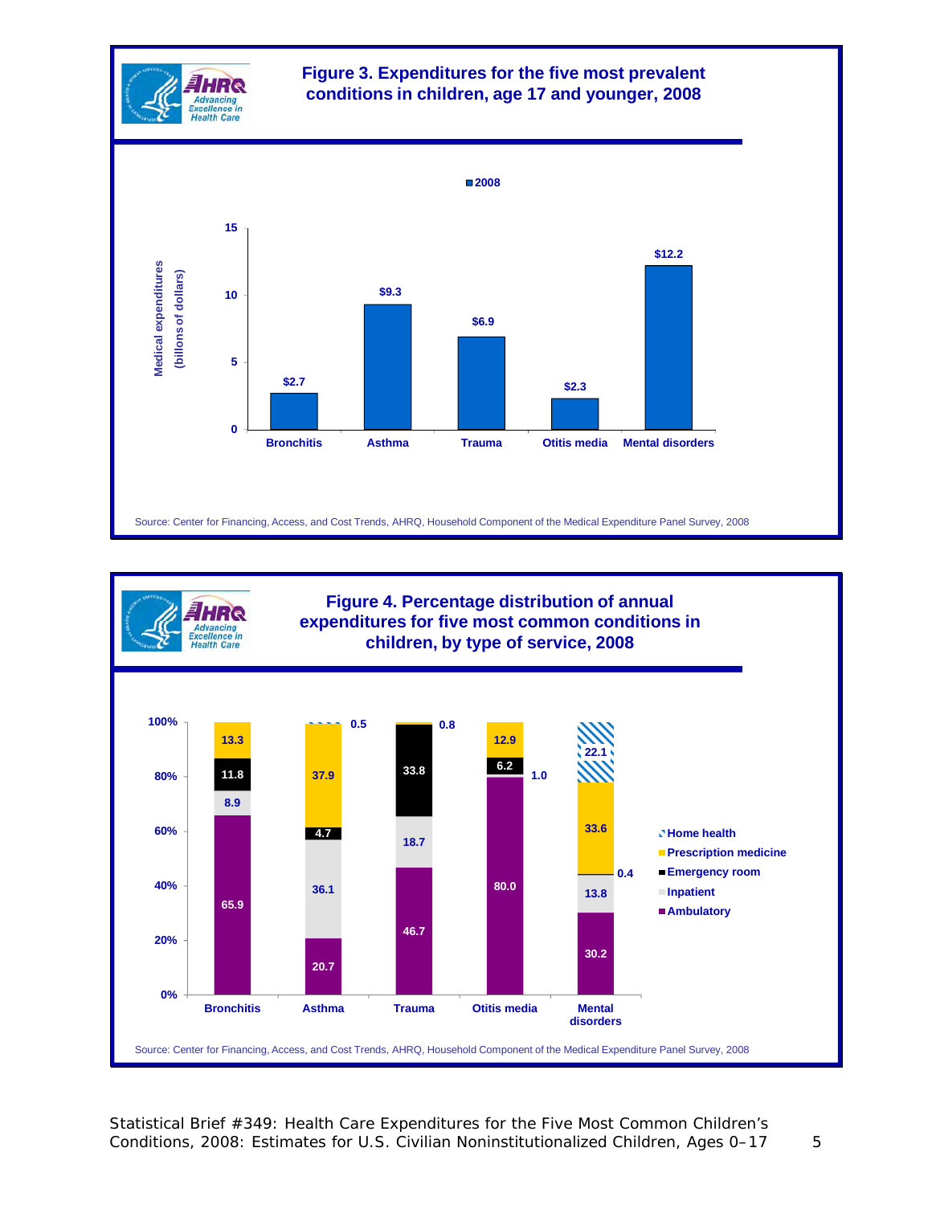## Figure 3. Expenditures for the five most prevalent conditions in children, age 17 and younger, 2008

Medical expenditures (billons of dollars), 2008

| Condition | 2008 |
|---|---|
| Bronchitis | $2.7 |
| Asthma | $9.3 |
| Trauma | $6.9 |
| Otitis media | $2.3 |
| Mental disorders | $12.2 |

Source: Center for Financing, Access, and Cost Trends, AHRQ, Household Component of the Medical Expenditure Panel Survey, 2008

## Figure 4. Percentage distribution of annual expenditures for five most common conditions in children, by type of service, 2008

| Type of service | Bronchitis | Asthma | Trauma | Otitis media | Mental disorders |
|---|---|---|---|---|---|
| Home health | | 0.5 | | | 22.1 |
| Prescription medicine | 13.3 | 37.9 | 0.8 | 12.9 | 33.6 |
| Emergency room | 11.8 | 4.7 | 33.8 | 6.2 | 0.4 |
| Inpatient | 8.9 | 36.1 | 18.7 | 1.0 | 13.8 |
| Ambulatory | 65.9 | 20.7 | 46.7 | 80.0 | 30.2 |

Source: Center for Financing, Access, and Cost Trends, AHRQ, Household Component of the Medical Expenditure Panel Survey, 2008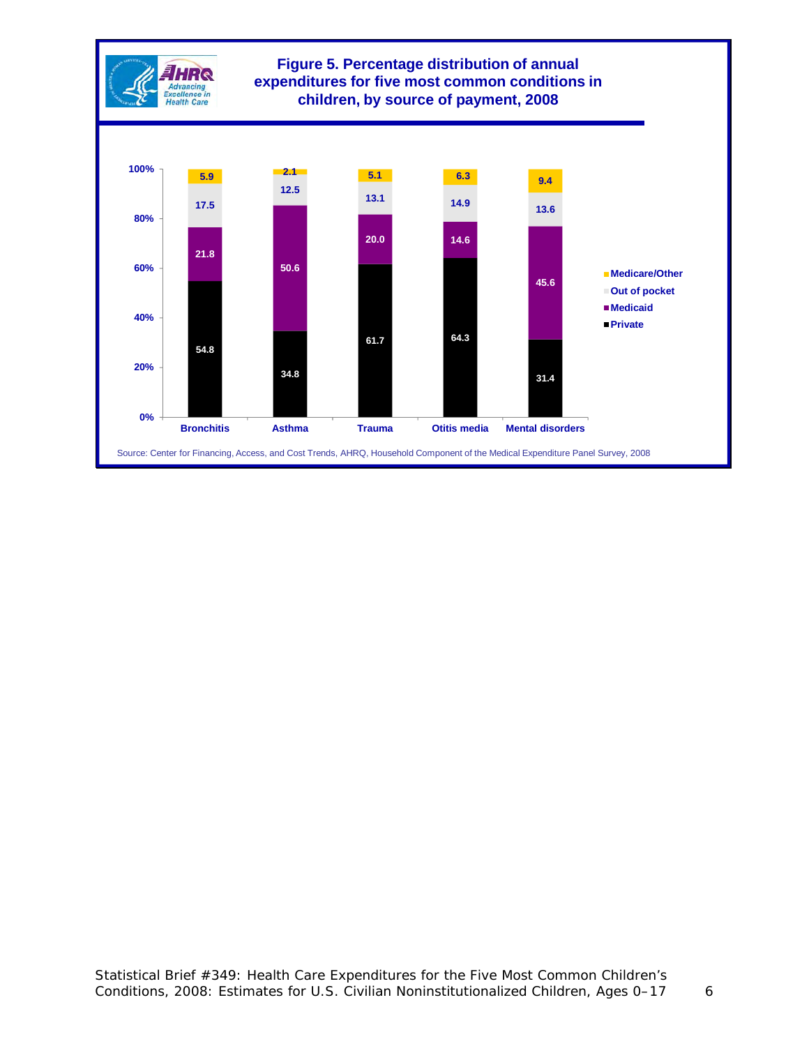**Figure 5. Percentage distribution of annual expenditures for five most common conditions in children, by source of payment, 2008**

100%
80%
60%
40%
20%
0%

Bronchitis: 54.8, 21.8, 17.5, 5.9
Asthma: 34.8, 50.6, 12.5, 2.1
Trauma: 61.7, 20.0, 13.1, 5.1
Otitis media: 64.3, 14.6, 14.9, 6.3
Mental disorders: 31.4, 45.6, 13.6, 9.4

Medicare/Other
Out of pocket
Medicaid
Private

Source: Center for Financing, Access, and Cost Trends, AHRQ, Household Component of the Medical Expenditure Panel Survey, 2008